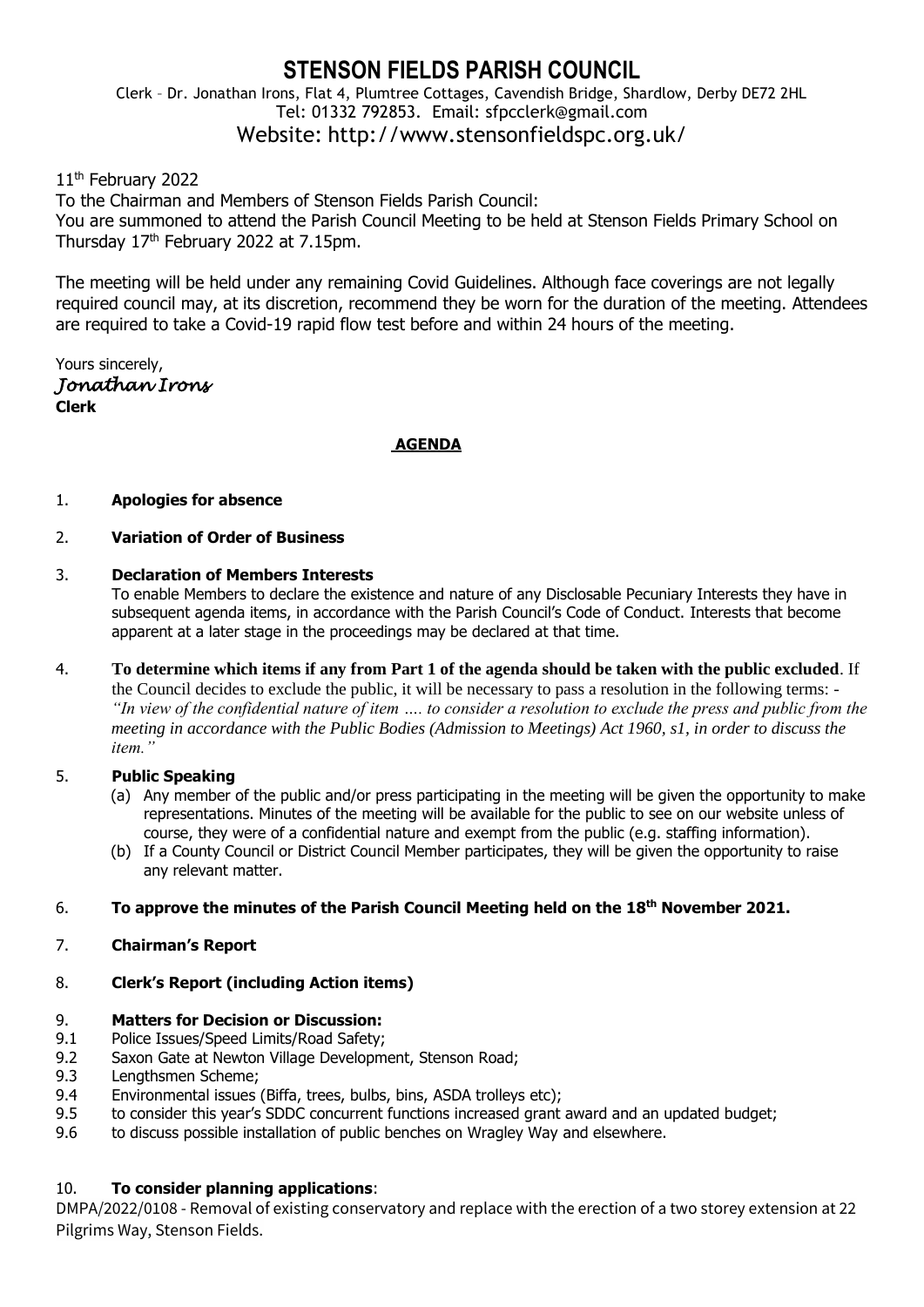# STENSON FIELDS PARISH COUNCIL

Clerk – Dr. Jonathan Irons, Flat 4, Plumtree Cottages, Cavendish Bridge, Shardlow, Derby DE72 2HL
Tel: 01332 792853. Email: sfpcclerk@gmail.com
Website: http://www.stensonfieldspc.org.uk/

11th February 2022

To the Chairman and Members of Stenson Fields Parish Council:
You are summoned to attend the Parish Council Meeting to be held at Stenson Fields Primary School on Thursday 17th February 2022 at 7.15pm.

The meeting will be held under any remaining Covid Guidelines. Although face coverings are not legally required council may, at its discretion, recommend they be worn for the duration of the meeting. Attendees are required to take a Covid-19 rapid flow test before and within 24 hours of the meeting.

Yours sincerely,
*Jonathan Irons*
**Clerk**

## AGENDA

1. **Apologies for absence**

2. **Variation of Order of Business**

3. **Declaration of Members Interests**
   To enable Members to declare the existence and nature of any Disclosable Pecuniary Interests they have in subsequent agenda items, in accordance with the Parish Council's Code of Conduct. Interests that become apparent at a later stage in the proceedings may be declared at that time.

4. **To determine which items if any from Part 1 of the agenda should be taken with the public excluded**. If the Council decides to exclude the public, it will be necessary to pass a resolution in the following terms: - *"In view of the confidential nature of item …. to consider a resolution to exclude the press and public from the meeting in accordance with the Public Bodies (Admission to Meetings) Act 1960, s1, in order to discuss the item."*

5. **Public Speaking**
   (a) Any member of the public and/or press participating in the meeting will be given the opportunity to make representations. Minutes of the meeting will be available for the public to see on our website unless of course, they were of a confidential nature and exempt from the public (e.g. staffing information).
   (b) If a County Council or District Council Member participates, they will be given the opportunity to raise any relevant matter.

6. **To approve the minutes of the Parish Council Meeting held on the 18th November 2021.**

7. **Chairman's Report**

8. **Clerk's Report (including Action items)**

9. **Matters for Decision or Discussion:**
   9.1 Police Issues/Speed Limits/Road Safety;
   9.2 Saxon Gate at Newton Village Development, Stenson Road;
   9.3 Lengthsmen Scheme;
   9.4 Environmental issues (Biffa, trees, bulbs, bins, ASDA trolleys etc);
   9.5 to consider this year's SDDC concurrent functions increased grant award and an updated budget;
   9.6 to discuss possible installation of public benches on Wragley Way and elsewhere.

10. **To consider planning applications**:
    DMPA/2022/0108 - Removal of existing conservatory and replace with the erection of a two storey extension at 22 Pilgrims Way, Stenson Fields.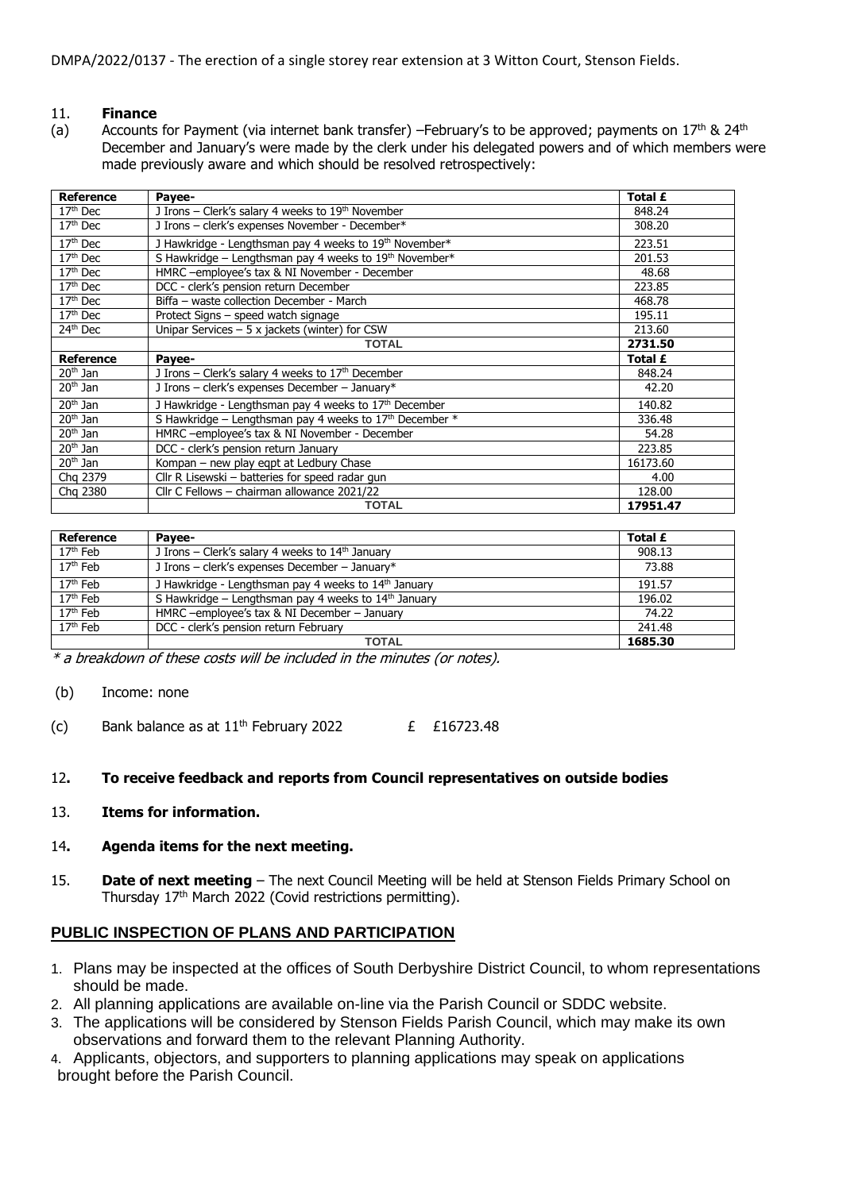DMPA/2022/0137 - The erection of a single storey rear extension at 3 Witton Court, Stenson Fields.

11. **Finance**

(a) Accounts for Payment (via internet bank transfer) –February's to be approved; payments on 17th & 24th December and January's were made by the clerk under his delegated powers and of which members were made previously aware and which should be resolved retrospectively:

| Reference | Payee- | Total £ |
|---|---|---|
| 17th Dec | J Irons – Clerk's salary 4 weeks to 19th November | 848.24 |
| 17th Dec | J Irons – clerk's expenses November - December* | 308.20 |
| 17th Dec | J Hawkridge - Lengthsman pay 4 weeks to 19th November* | 223.51 |
| 17th Dec | S Hawkridge – Lengthsman pay 4 weeks to 19th November* | 201.53 |
| 17th Dec | HMRC –employee's tax & NI November - December | 48.68 |
| 17th Dec | DCC - clerk's pension return December | 223.85 |
| 17th Dec | Biffa – waste collection December - March | 468.78 |
| 17th Dec | Protect Signs – speed watch signage | 195.11 |
| 24th Dec | Unipar Services – 5 x jackets (winter) for CSW | 213.60 |
| | **TOTAL** | **2731.50** |
| **Reference** | **Payee-** | **Total £** |
| 20th Jan | J Irons – Clerk's salary 4 weeks to 17th December | 848.24 |
| 20th Jan | J Irons – clerk's expenses December – January* | 42.20 |
| 20th Jan | J Hawkridge - Lengthsman pay 4 weeks to 17th December | 140.82 |
| 20th Jan | S Hawkridge – Lengthsman pay 4 weeks to 17th December * | 336.48 |
| 20th Jan | HMRC –employee's tax & NI November - December | 54.28 |
| 20th Jan | DCC - clerk's pension return January | 223.85 |
| 20th Jan | Kompan – new play eqpt at Ledbury Chase | 16173.60 |
| Chq 2379 | Cllr R Lisewski – batteries for speed radar gun | 4.00 |
| Chq 2380 | Cllr C Fellows – chairman allowance 2021/22 | 128.00 |
| | **TOTAL** | **17951.47** |

| Reference | Payee- | Total £ |
|---|---|---|
| 17th Feb | J Irons – Clerk's salary 4 weeks to 14th January | 908.13 |
| 17th Feb | J Irons – clerk's expenses December – January* | 73.88 |
| 17th Feb | J Hawkridge - Lengthsman pay 4 weeks to 14th January | 191.57 |
| 17th Feb | S Hawkridge – Lengthsman pay 4 weeks to 14th January | 196.02 |
| 17th Feb | HMRC –employee's tax & NI December – January | 74.22 |
| 17th Feb | DCC - clerk's pension return February | 241.48 |
| | **TOTAL** | **1685.30** |

*\* a breakdown of these costs will be included in the minutes (or notes).*

(b) Income: none

(c) Bank balance as at 11th February 2022 £ £16723.48

12**. To receive feedback and reports from Council representatives on outside bodies**

13. **Items for information.**

14**. Agenda items for the next meeting.**

15. **Date of next meeting** – The next Council Meeting will be held at Stenson Fields Primary School on Thursday 17th March 2022 (Covid restrictions permitting).

## **PUBLIC INSPECTION OF PLANS AND PARTICIPATION**

1. Plans may be inspected at the offices of South Derbyshire District Council, to whom representations should be made.
2. All planning applications are available on-line via the Parish Council or SDDC website.
3. The applications will be considered by Stenson Fields Parish Council, which may make its own observations and forward them to the relevant Planning Authority.
4. Applicants, objectors, and supporters to planning applications may speak on applications brought before the Parish Council.